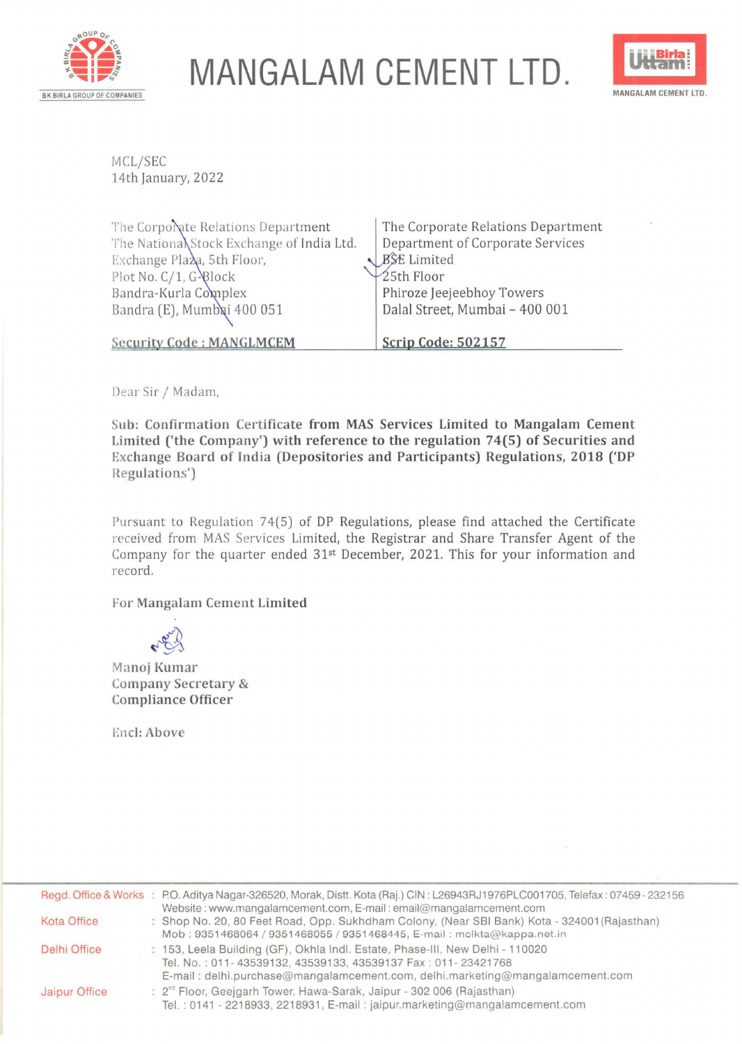# MANGALAM CEMENT LTD.

BK BIRLA GROUP OF COMPANIES

MCL/SEC
14th January, 2022

| The Corporate Relations Department | The Corporate Relations Department |
|---|---|
| The National Stock Exchange of India Ltd. | Department of Corporate Services |
| Exchange Plaza, 5th Floor, | BSE Limited |
| Plot No. C/1, G-Block | 25th Floor |
| Bandra-Kurla Complex | Phiroze Jeejeebhoy Towers |
| Bandra (E), Mumbai 400 051 | Dalal Street, Mumbai – 400 001 |
| **Security Code : MANGLMCEM** | **Scrip Code: 502157** |

Dear Sir / Madam,

**Sub: Confirmation Certificate from MAS Services Limited to Mangalam Cement Limited ('the Company') with reference to the regulation 74(5) of Securities and Exchange Board of India (Depositories and Participants) Regulations, 2018 ('DP Regulations')**

Pursuant to Regulation 74(5) of DP Regulations, please find attached the Certificate received from MAS Services Limited, the Registrar and Share Transfer Agent of the Company for the quarter ended 31st December, 2021. This for your information and record.

**For Mangalam Cement Limited**

Manoj Kumar
Company Secretary &
Compliance Officer

Encl: Above

---

Regd. Office & Works : P.O. Aditya Nagar-326520, Morak, Distt. Kota (Raj.) CIN : L26943RJ1976PLC001705, Telefax : 07459 - 232156
Website : www.mangalamcement.com, E-mail : email@mangalamcement.com

Kota Office : Shop No. 20, 80 Feet Road, Opp. Sukhdham Colony, (Near SBI Bank) Kota - 324001(Rajasthan)
Mob : 9351468064 / 9351468055 / 9351468445, E-mail : mclkta@kappa.net.in

Delhi Office : 153, Leela Building (GF), Okhla Indl. Estate, Phase-III, New Delhi - 110020
Tel. No. : 011- 43539132, 43539133, 43539137 Fax : 011- 23421768
E-mail : delhi.purchase@mangalamcement.com, delhi.marketing@mangalamcement.com

Jaipur Office : 2nd Floor, Geejgarh Tower, Hawa-Sarak, Jaipur - 302 006 (Rajasthan)
Tel. : 0141 - 2218933, 2218931, E-mail : jaipur.marketing@mangalamcement.com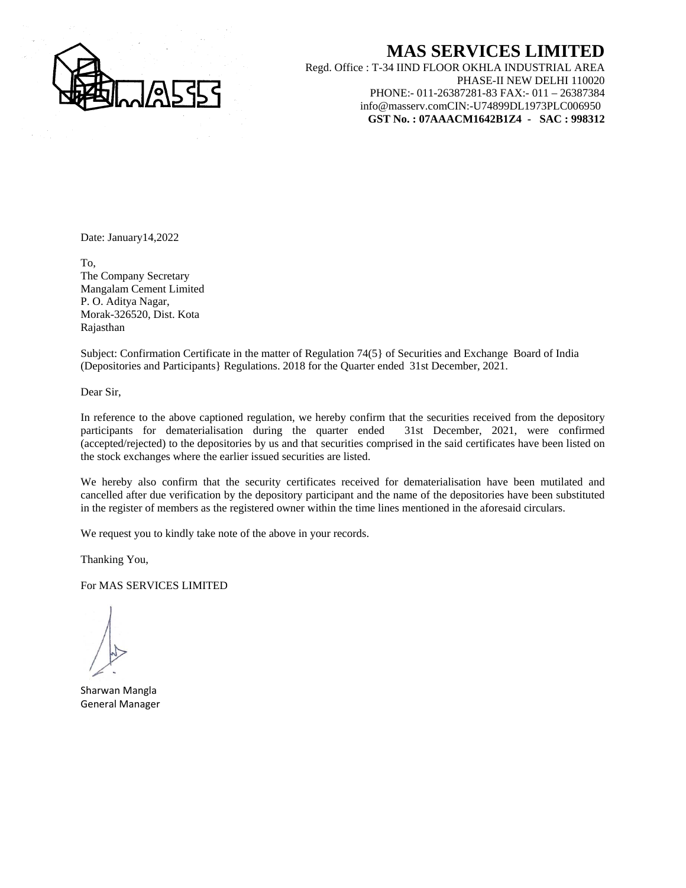# MAS SERVICES LIMITED

Regd. Office : T-34 IIND FLOOR OKHLA INDUSTRIAL AREA
PHASE-II NEW DELHI 110020
PHONE:- 011-26387281-83 FAX:- 011 – 26387384
info@masserv.comCIN:-U74899DL1973PLC006950
**GST No. : 07AAACM1642B1Z4 - SAC : 998312**

Date: January14,2022

To,
The Company Secretary
Mangalam Cement Limited
P. O. Aditya Nagar,
Morak-326520, Dist. Kota
Rajasthan

Subject: Confirmation Certificate in the matter of Regulation 74(5} of Securities and Exchange Board of India (Depositories and Participants} Regulations. 2018 for the Quarter ended 31st December, 2021.

Dear Sir,

In reference to the above captioned regulation, we hereby confirm that the securities received from the depository participants for dematerialisation during the quarter ended 31st December, 2021, were confirmed (accepted/rejected) to the depositories by us and that securities comprised in the said certificates have been listed on the stock exchanges where the earlier issued securities are listed.

We hereby also confirm that the security certificates received for dematerialisation have been mutilated and cancelled after due verification by the depository participant and the name of the depositories have been substituted in the register of members as the registered owner within the time lines mentioned in the aforesaid circulars.

We request you to kindly take note of the above in your records.

Thanking You,

For MAS SERVICES LIMITED

Sharwan Mangla
General Manager